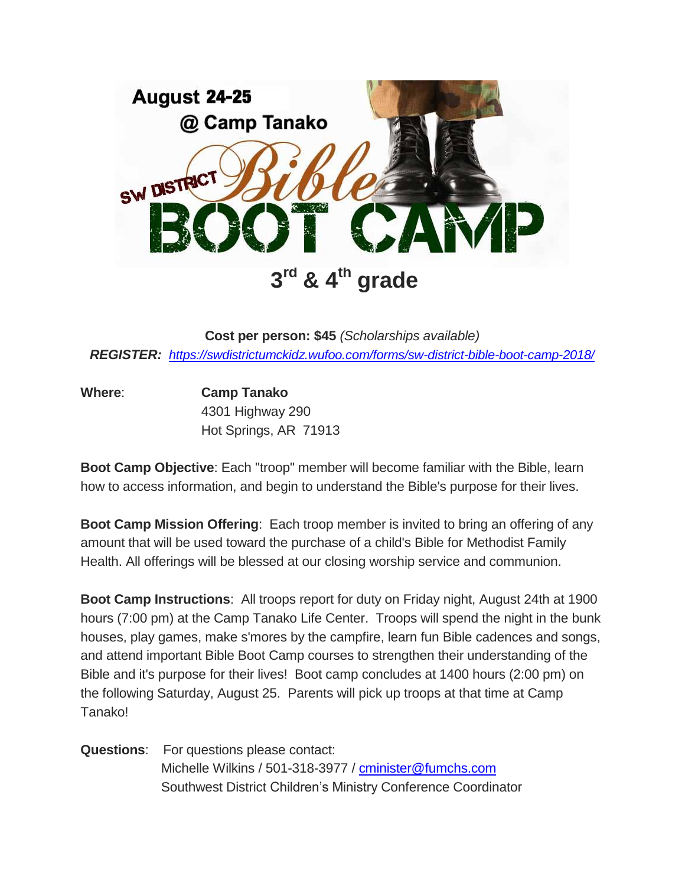# August 24-25
## @ Camp Tanako

# SW DISTRICT Bible BOOT CAMP

## 3rd & 4th grade

**Cost per person: $45** *(Scholarships available)*

***REGISTER:*** *https://swdistrictumckidz.wufoo.com/forms/sw-district-bible-boot-camp-2018/*

**Where**: **Camp Tanako**
4301 Highway 290
Hot Springs, AR 71913

**Boot Camp Objective**: Each "troop" member will become familiar with the Bible, learn how to access information, and begin to understand the Bible's purpose for their lives.

**Boot Camp Mission Offering**: Each troop member is invited to bring an offering of any amount that will be used toward the purchase of a child's Bible for Methodist Family Health. All offerings will be blessed at our closing worship service and communion.

**Boot Camp Instructions**: All troops report for duty on Friday night, August 24th at 1900 hours (7:00 pm) at the Camp Tanako Life Center. Troops will spend the night in the bunk houses, play games, make s'mores by the campfire, learn fun Bible cadences and songs, and attend important Bible Boot Camp courses to strengthen their understanding of the Bible and it's purpose for their lives! Boot camp concludes at 1400 hours (2:00 pm) on the following Saturday, August 25. Parents will pick up troops at that time at Camp Tanako!

**Questions**: For questions please contact:
Michelle Wilkins / 501-318-3977 / cminister@fumchs.com
Southwest District Children's Ministry Conference Coordinator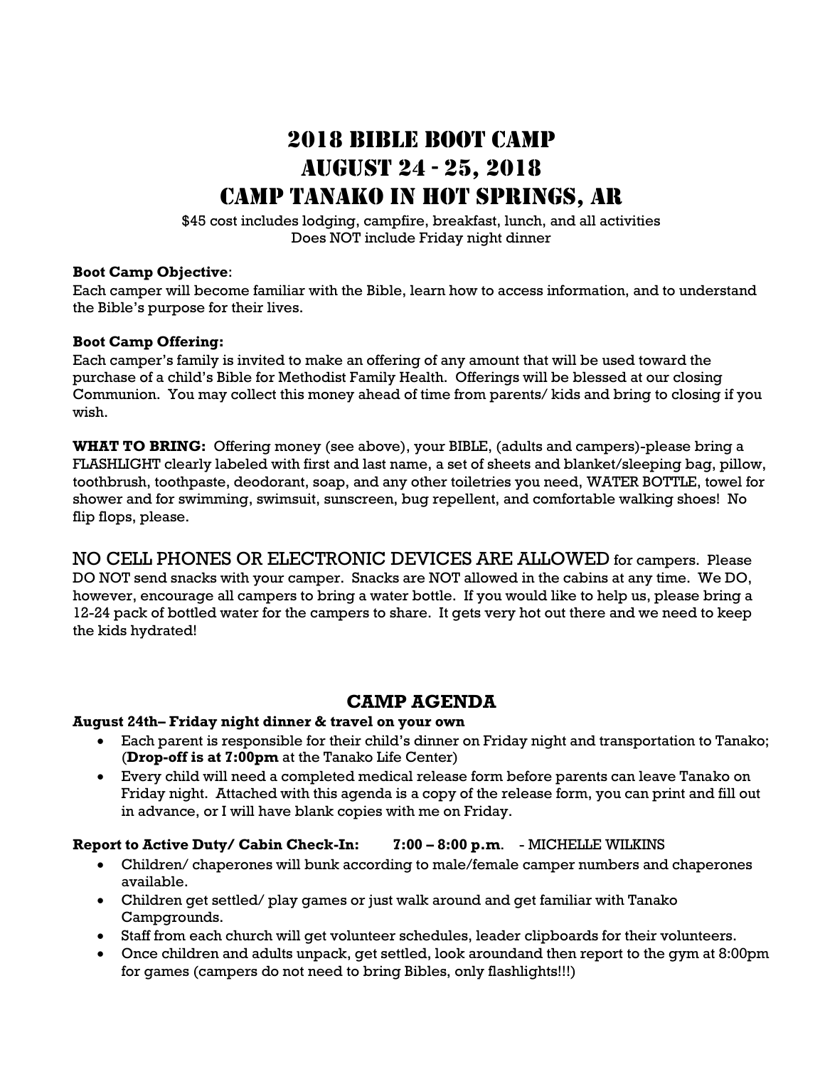# 2018 Bible Boot Camp
# August 24 - 25, 2018
# Camp Tanako in Hot Springs, AR

$45 cost includes lodging, campfire, breakfast, lunch, and all activities
Does NOT include Friday night dinner

**Boot Camp Objective**:
Each camper will become familiar with the Bible, learn how to access information, and to understand the Bible's purpose for their lives.

**Boot Camp Offering:**
Each camper's family is invited to make an offering of any amount that will be used toward the purchase of a child's Bible for Methodist Family Health. Offerings will be blessed at our closing Communion. You may collect this money ahead of time from parents/ kids and bring to closing if you wish.

**WHAT TO BRING:** Offering money (see above), your BIBLE, (adults and campers)-please bring a FLASHLIGHT clearly labeled with first and last name, a set of sheets and blanket/sleeping bag, pillow, toothbrush, toothpaste, deodorant, soap, and any other toiletries you need, WATER BOTTLE, towel for shower and for swimming, swimsuit, sunscreen, bug repellent, and comfortable walking shoes! No flip flops, please.

NO CELL PHONES OR ELECTRONIC DEVICES ARE ALLOWED for campers. Please DO NOT send snacks with your camper. Snacks are NOT allowed in the cabins at any time. We DO, however, encourage all campers to bring a water bottle. If you would like to help us, please bring a 12-24 pack of bottled water for the campers to share. It gets very hot out there and we need to keep the kids hydrated!

## CAMP AGENDA

**August 24th– Friday night dinner & travel on your own**

- Each parent is responsible for their child's dinner on Friday night and transportation to Tanako; (**Drop-off is at 7:00pm** at the Tanako Life Center)
- Every child will need a completed medical release form before parents can leave Tanako on Friday night. Attached with this agenda is a copy of the release form, you can print and fill out in advance, or I will have blank copies with me on Friday.

**Report to Active Duty/ Cabin Check-In: 7:00 – 8:00 p.m**. - MICHELLE WILKINS

- Children/ chaperones will bunk according to male/female camper numbers and chaperones available.
- Children get settled/ play games or just walk around and get familiar with Tanako Campgrounds.
- Staff from each church will get volunteer schedules, leader clipboards for their volunteers.
- Once children and adults unpack, get settled, look aroundand then report to the gym at 8:00pm for games (campers do not need to bring Bibles, only flashlights!!!)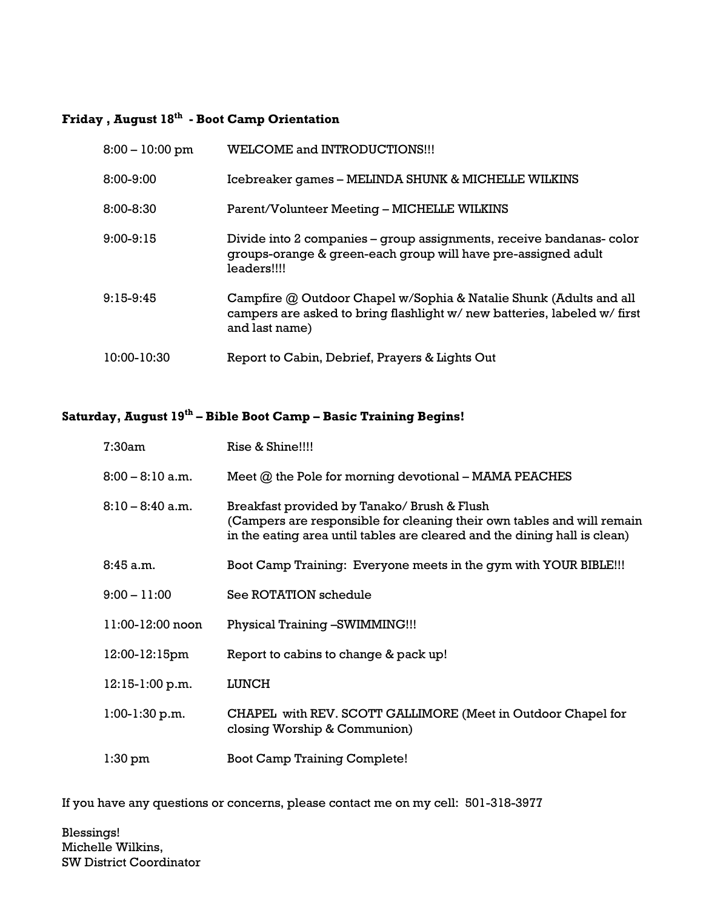**Friday , August 18th - Boot Camp Orientation**

| | |
|---|---|
| 8:00 – 10:00 pm | WELCOME and INTRODUCTIONS!!! |
| 8:00-9:00 | Icebreaker games – MELINDA SHUNK & MICHELLE WILKINS |
| 8:00-8:30 | Parent/Volunteer Meeting – MICHELLE WILKINS |
| 9:00-9:15 | Divide into 2 companies – group assignments, receive bandanas- color groups-orange & green-each group will have pre-assigned adult leaders!!!! |
| 9:15-9:45 | Campfire @ Outdoor Chapel w/Sophia & Natalie Shunk (Adults and all campers are asked to bring flashlight w/ new batteries, labeled w/ first and last name) |
| 10:00-10:30 | Report to Cabin, Debrief, Prayers & Lights Out |

**Saturday, August 19th – Bible Boot Camp – Basic Training Begins!**

| | |
|---|---|
| 7:30am | Rise & Shine!!!! |
| 8:00 – 8:10 a.m. | Meet @ the Pole for morning devotional – MAMA PEACHES |
| 8:10 – 8:40 a.m. | Breakfast provided by Tanako/ Brush & Flush (Campers are responsible for cleaning their own tables and will remain in the eating area until tables are cleared and the dining hall is clean) |
| 8:45 a.m. | Boot Camp Training: Everyone meets in the gym with YOUR BIBLE!!! |
| 9:00 – 11:00 | See ROTATION schedule |
| 11:00-12:00 noon | Physical Training –SWIMMING!!! |
| 12:00-12:15pm | Report to cabins to change & pack up! |
| 12:15-1:00 p.m. | LUNCH |
| 1:00-1:30 p.m. | CHAPEL with REV. SCOTT GALLIMORE (Meet in Outdoor Chapel for closing Worship & Communion) |
| 1:30 pm | Boot Camp Training Complete! |

If you have any questions or concerns, please contact me on my cell: 501-318-3977

Blessings!
Michelle Wilkins,
SW District Coordinator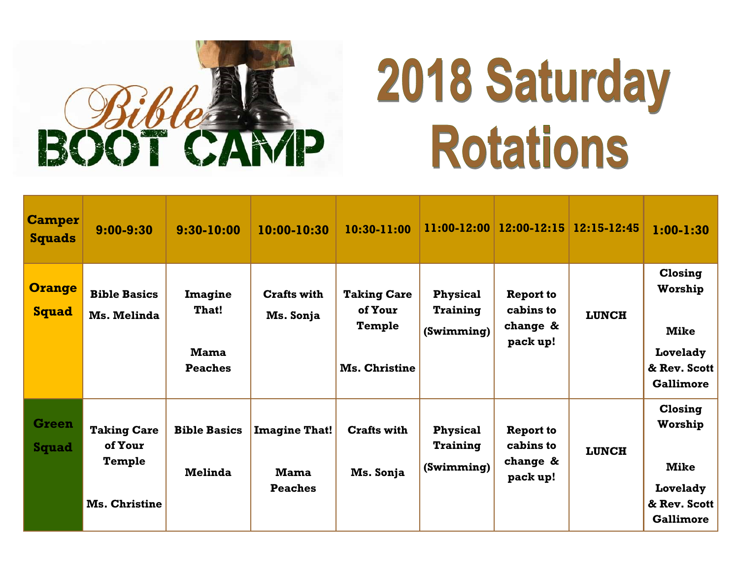Bible BOOT CAMP

# 2018 Saturday Rotations

| Camper Squads | 9:00-9:30 | 9:30-10:00 | 10:00-10:30 | 10:30-11:00 | 11:00-12:00 | 12:00-12:15 | 12:15-12:45 | 1:00-1:30 |
|---|---|---|---|---|---|---|---|---|
| **Orange Squad** | **Bible Basics Ms. Melinda** | **Imagine That! Mama Peaches** | **Crafts with Ms. Sonja** | **Taking Care of Your Temple Ms. Christine** | **Physical Training (Swimming)** | **Report to cabins to change & pack up!** | **LUNCH** | **Closing Worship Mike Lovelady & Rev. Scott Gallimore** |
| **Green Squad** | **Taking Care of Your Temple Ms. Christine** | **Bible Basics Melinda** | **Imagine That! Mama Peaches** | **Crafts with Ms. Sonja** | **Physical Training (Swimming)** | **Report to cabins to change & pack up!** | **LUNCH** | **Closing Worship Mike Lovelady & Rev. Scott Gallimore** |